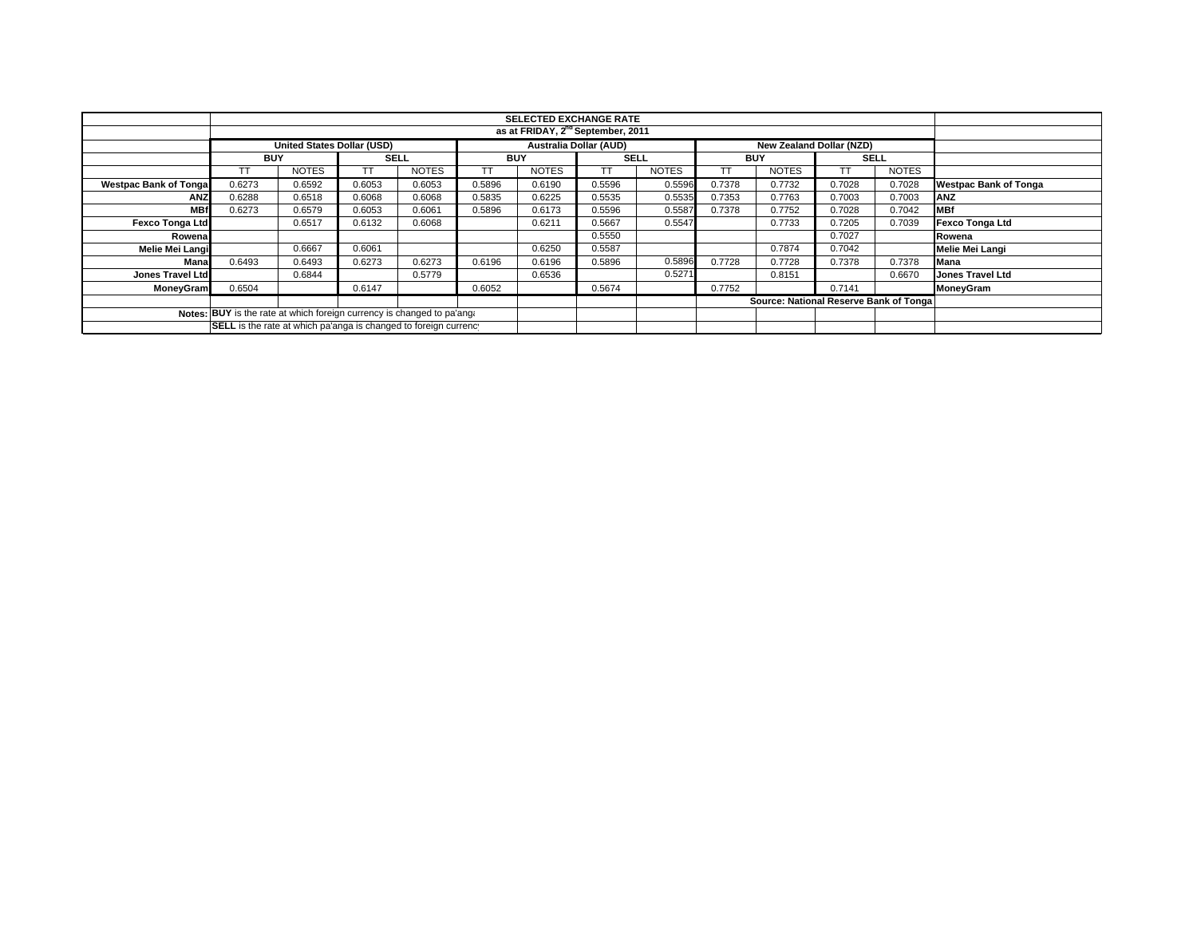| | SELECTED EXCHANGE RATE | | | | | | | | | | | | |
|---|---|---|---|---|---|---|---|---|---|---|---|---|---|
| | as at FRIDAY, 2nd September, 2011 | | | | | | | | | | | | |
| | United States Dollar (USD) | | | | Australia Dollar (AUD) | | | | New Zealand Dollar (NZD) | | | | |
| | BUY | | SELL | | BUY | | SELL | | BUY | | SELL | | |
| | TT | NOTES | TT | NOTES | TT | NOTES | TT | NOTES | TT | NOTES | TT | NOTES | |
| Westpac Bank of Tonga | 0.6273 | 0.6592 | 0.6053 | 0.6053 | 0.5896 | 0.6190 | 0.5596 | 0.5596 | 0.7378 | 0.7732 | 0.7028 | 0.7028 | Westpac Bank of Tonga |
| ANZ | 0.6288 | 0.6518 | 0.6068 | 0.6068 | 0.5835 | 0.6225 | 0.5535 | 0.5535 | 0.7353 | 0.7763 | 0.7003 | 0.7003 | ANZ |
| MBf | 0.6273 | 0.6579 | 0.6053 | 0.6061 | 0.5896 | 0.6173 | 0.5596 | 0.5587 | 0.7378 | 0.7752 | 0.7028 | 0.7042 | MBf |
| Fexco Tonga Ltd | | 0.6517 | 0.6132 | 0.6068 | | 0.6211 | 0.5667 | 0.5547 | | 0.7733 | 0.7205 | 0.7039 | Fexco Tonga Ltd |
| Rowena | | | | | | | 0.5550 | | | | 0.7027 | | Rowena |
| Melie Mei Langi | | 0.6667 | 0.6061 | | | 0.6250 | 0.5587 | | | 0.7874 | 0.7042 | | Melie Mei Langi |
| Mana | 0.6493 | 0.6493 | 0.6273 | 0.6273 | 0.6196 | 0.6196 | 0.5896 | 0.5896 | 0.7728 | 0.7728 | 0.7378 | 0.7378 | Mana |
| Jones Travel Ltd | | 0.6844 | | 0.5779 | | 0.6536 | | 0.5271 | | 0.8151 | | 0.6670 | Jones Travel Ltd |
| MoneyGram | 0.6504 | | 0.6147 | | 0.6052 | | 0.5674 | | 0.7752 | | 0.7141 | | MoneyGram |
| | | | | | | | | | Source: National Reserve Bank of Tonga | | | | |
| Notes: | BUY is the rate at which foreign currency is changed to pa'anga | | | | | | | | | | | | |
| | SELL is the rate at which pa'anga is changed to foreign currency | | | | | | | | | | | | |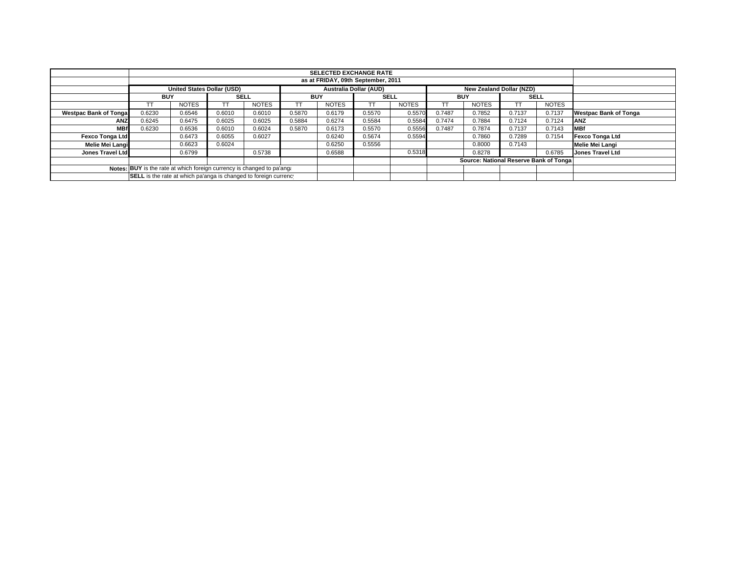| | SELECTED EXCHANGE RATE | | | | | | | | | | | | |
|---|---|---|---|---|---|---|---|---|---|---|---|---|---|
| | as at FRIDAY, 09th September, 2011 | | | | | | | | | | | | |
| | United States Dollar (USD) | | | | Australia Dollar (AUD) | | | | New Zealand Dollar (NZD) | | | | |
| | BUY | | SELL | | BUY | | SELL | | BUY | | SELL | | |
| | TT | NOTES | TT | NOTES | TT | NOTES | TT | NOTES | TT | NOTES | TT | NOTES | |
| **Westpac Bank of Tonga** | 0.6230 | 0.6546 | 0.6010 | 0.6010 | 0.5870 | 0.6179 | 0.5570 | 0.5570 | 0.7487 | 0.7852 | 0.7137 | 0.7137 | **Westpac Bank of Tonga** |
| **ANZ** | 0.6245 | 0.6475 | 0.6025 | 0.6025 | 0.5884 | 0.6274 | 0.5584 | 0.5584 | 0.7474 | 0.7884 | 0.7124 | 0.7124 | **ANZ** |
| **MBf** | 0.6230 | 0.6536 | 0.6010 | 0.6024 | 0.5870 | 0.6173 | 0.5570 | 0.5556 | 0.7487 | 0.7874 | 0.7137 | 0.7143 | **MBf** |
| **Fexco Tonga Ltd** | | 0.6473 | 0.6055 | 0.6027 | | 0.6240 | 0.5674 | 0.5594 | | 0.7860 | 0.7289 | 0.7154 | **Fexco Tonga Ltd** |
| **Melie Mei Langi** | | 0.6623 | 0.6024 | | | 0.6250 | 0.5556 | | | 0.8000 | 0.7143 | | **Melie Mei Langi** |
| **Jones Travel Ltd** | | 0.6799 | | 0.5738 | | 0.6588 | | 0.5318 | | 0.8278 | | 0.6785 | **Jones Travel Ltd** |
| | | | | | | | | | Source: National Reserve Bank of Tonga | | | | |
| **Notes:** | **BUY** is the rate at which foreign currency is changed to pa'anga | | | | | | | | | | | | |
| | **SELL** is the rate at which pa'anga is changed to foreign currency | | | | | | | | | | | | |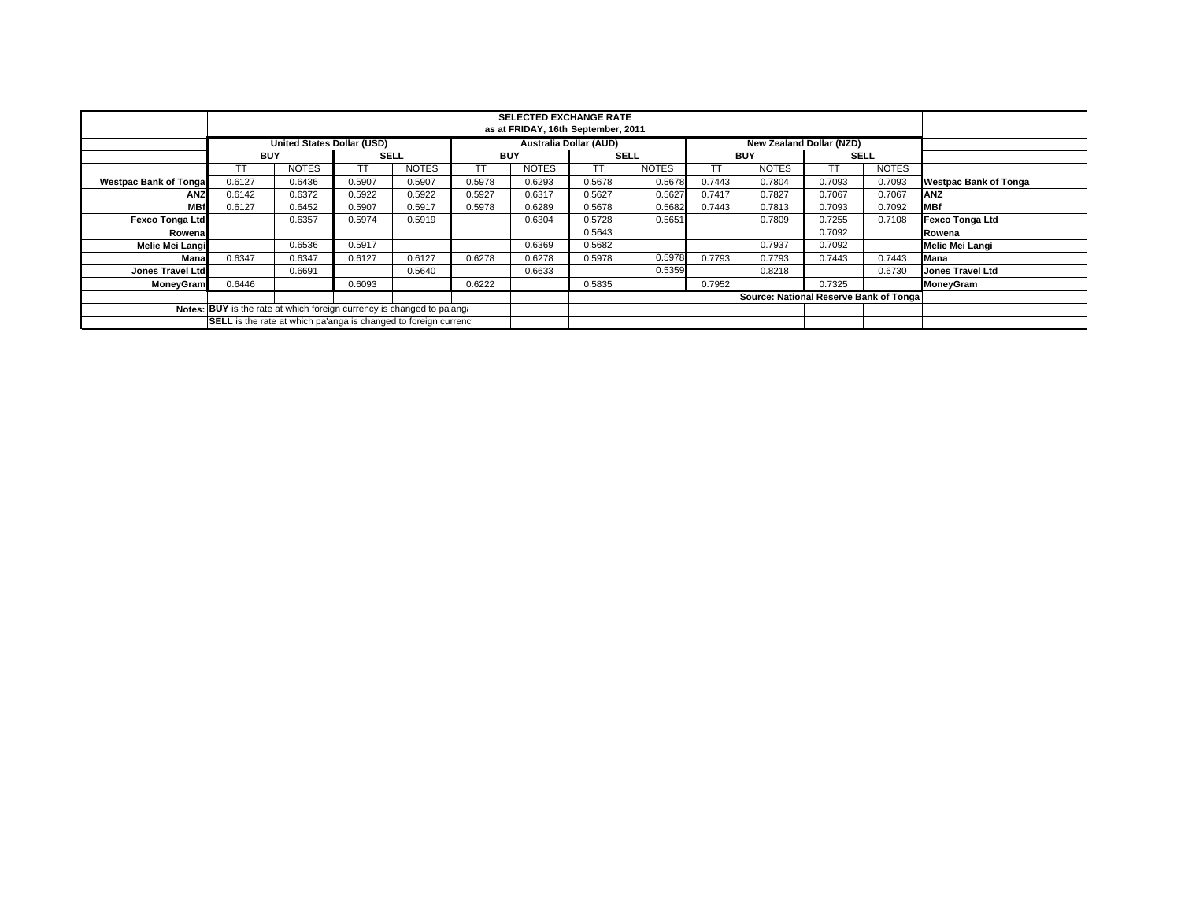| | SELECTED EXCHANGE RATE | | | | | | | | | | | | |
|---|---|---|---|---|---|---|---|---|---|---|---|---|---|
| | as at FRIDAY, 16th September, 2011 | | | | | | | | | | | | |
| | United States Dollar (USD) | | | | Australia Dollar (AUD) | | | | New Zealand Dollar (NZD) | | | | |
| | BUY | | SELL | | BUY | | SELL | | BUY | | SELL | | |
| | TT | NOTES | TT | NOTES | TT | NOTES | TT | NOTES | TT | NOTES | TT | NOTES | |
| Westpac Bank of Tonga | 0.6127 | 0.6436 | 0.5907 | 0.5907 | 0.5978 | 0.6293 | 0.5678 | 0.5678 | 0.7443 | 0.7804 | 0.7093 | 0.7093 | Westpac Bank of Tonga |
| ANZ | 0.6142 | 0.6372 | 0.5922 | 0.5922 | 0.5927 | 0.6317 | 0.5627 | 0.5627 | 0.7417 | 0.7827 | 0.7067 | 0.7067 | ANZ |
| MBf | 0.6127 | 0.6452 | 0.5907 | 0.5917 | 0.5978 | 0.6289 | 0.5678 | 0.5682 | 0.7443 | 0.7813 | 0.7093 | 0.7092 | MBf |
| Fexco Tonga Ltd | | 0.6357 | 0.5974 | 0.5919 | | 0.6304 | 0.5728 | 0.5651 | | 0.7809 | 0.7255 | 0.7108 | Fexco Tonga Ltd |
| Rowena | | | | | | | 0.5643 | | | | 0.7092 | | Rowena |
| Melie Mei Langi | | 0.6536 | 0.5917 | | | 0.6369 | 0.5682 | | | 0.7937 | 0.7092 | | Melie Mei Langi |
| Mana | 0.6347 | 0.6347 | 0.6127 | 0.6127 | 0.6278 | 0.6278 | 0.5978 | 0.5978 | 0.7793 | 0.7793 | 0.7443 | 0.7443 | Mana |
| Jones Travel Ltd | | 0.6691 | | 0.5640 | | 0.6633 | | 0.5359 | | 0.8218 | | 0.6730 | Jones Travel Ltd |
| MoneyGram | 0.6446 | | 0.6093 | | 0.6222 | | 0.5835 | | 0.7952 | | 0.7325 | | MoneyGram |
| | | | | | | | | | Source: National Reserve Bank of Tonga | | | | |
| Notes: | **BUY** is the rate at which foreign currency is changed to pa'anga | | | | | | | | | | | | |
| | **SELL** is the rate at which pa'anga is changed to foreign currency | | | | | | | | | | | | |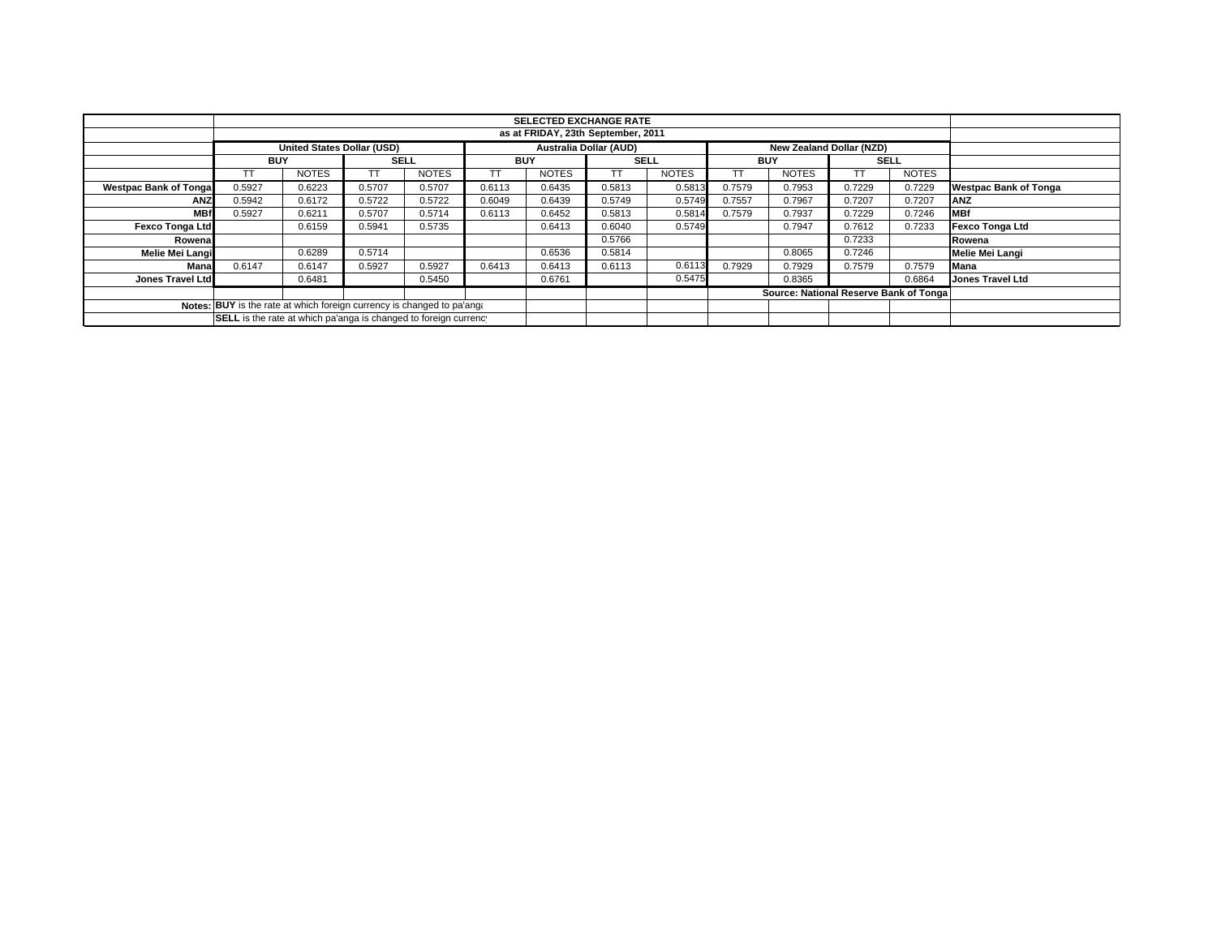| | SELECTED EXCHANGE RATE | | | | | | | | | | | | |
|---|---|---|---|---|---|---|---|---|---|---|---|---|---|
| | as at FRIDAY, 23th September, 2011 | | | | | | | | | | | | |
| | United States Dollar (USD) | | | | Australia Dollar (AUD) | | | | New Zealand Dollar (NZD) | | | | |
| | BUY | | SELL | | BUY | | SELL | | BUY | | SELL | | |
| | TT | NOTES | TT | NOTES | TT | NOTES | TT | NOTES | TT | NOTES | TT | NOTES | |
| **Westpac Bank of Tonga** | 0.5927 | 0.6223 | 0.5707 | 0.5707 | 0.6113 | 0.6435 | 0.5813 | 0.5813 | 0.7579 | 0.7953 | 0.7229 | 0.7229 | **Westpac Bank of Tonga** |
| **ANZ** | 0.5942 | 0.6172 | 0.5722 | 0.5722 | 0.6049 | 0.6439 | 0.5749 | 0.5749 | 0.7557 | 0.7967 | 0.7207 | 0.7207 | **ANZ** |
| **MBf** | 0.5927 | 0.6211 | 0.5707 | 0.5714 | 0.6113 | 0.6452 | 0.5813 | 0.5814 | 0.7579 | 0.7937 | 0.7229 | 0.7246 | **MBf** |
| **Fexco Tonga Ltd** | | 0.6159 | 0.5941 | 0.5735 | | 0.6413 | 0.6040 | 0.5749 | | 0.7947 | 0.7612 | 0.7233 | **Fexco Tonga Ltd** |
| **Rowena** | | | | | | | 0.5766 | | | | 0.7233 | | **Rowena** |
| **Melie Mei Langi** | | 0.6289 | 0.5714 | | | 0.6536 | 0.5814 | | | 0.8065 | 0.7246 | | **Melie Mei Langi** |
| **Mana** | 0.6147 | 0.6147 | 0.5927 | 0.5927 | 0.6413 | 0.6413 | 0.6113 | 0.6113 | 0.7929 | 0.7929 | 0.7579 | 0.7579 | **Mana** |
| **Jones Travel Ltd** | | 0.6481 | | 0.5450 | | 0.6761 | | 0.5475 | | 0.8365 | | 0.6864 | **Jones Travel Ltd** |
| | | | | | | | | | **Source: National Reserve Bank of Tonga** | | | | |
| **Notes:** | **BUY** is the rate at which foreign currency is changed to pa'anga | | | | | | | | | | | | |
| | **SELL** is the rate at which pa'anga is changed to foreign currency | | | | | | | | | | | | |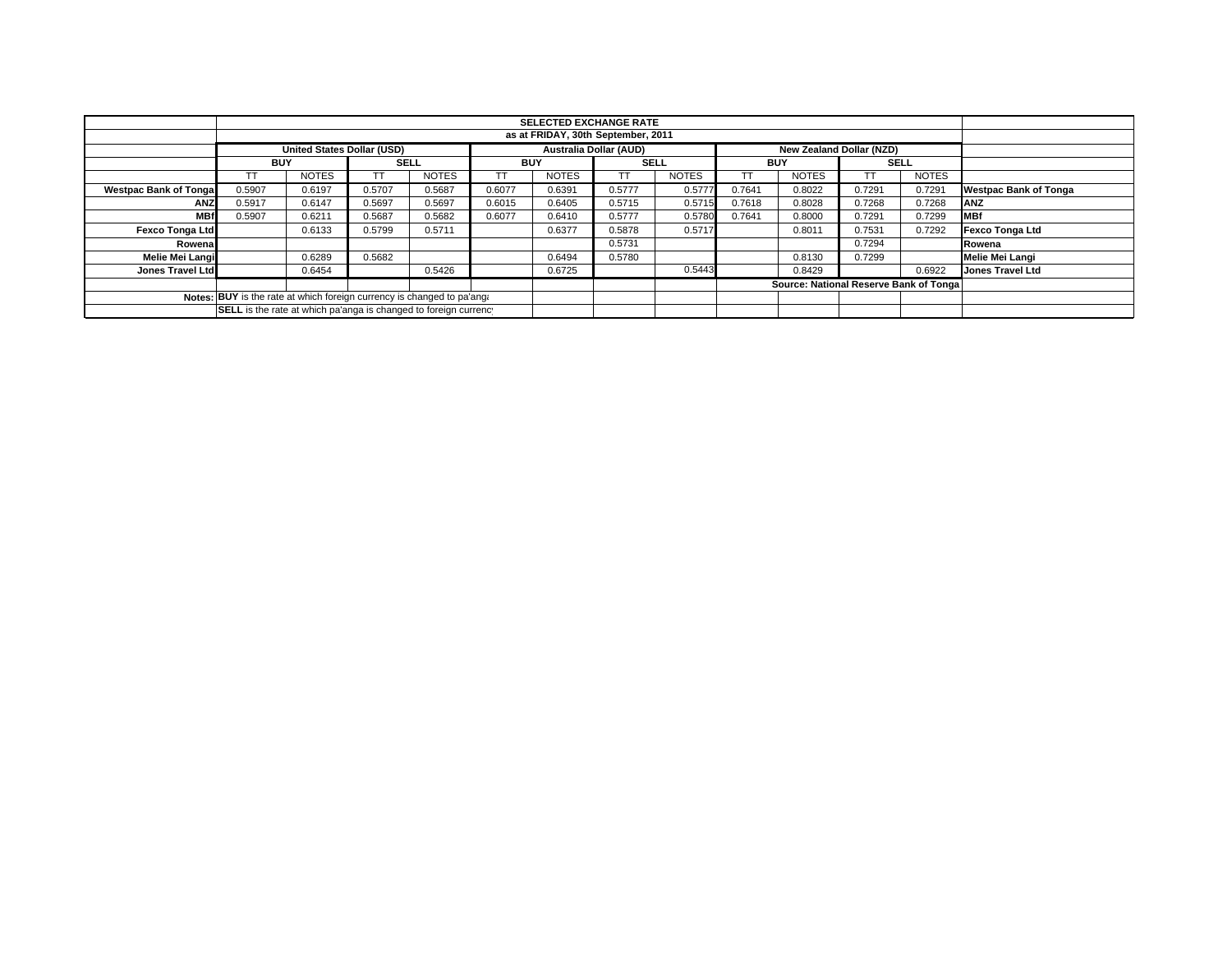| | SELECTED EXCHANGE RATE | | | | | | | | | | | | |
|---|---|---|---|---|---|---|---|---|---|---|---|---|---|
| | as at FRIDAY, 30th September, 2011 | | | | | | | | | | | | |
| | United States Dollar (USD) | | | | Australia Dollar (AUD) | | | | New Zealand Dollar (NZD) | | | | |
| | BUY | | SELL | | BUY | | SELL | | BUY | | SELL | | |
| | TT | NOTES | TT | NOTES | TT | NOTES | TT | NOTES | TT | NOTES | TT | NOTES | |
| **Westpac Bank of Tonga** | 0.5907 | 0.6197 | 0.5707 | 0.5687 | 0.6077 | 0.6391 | 0.5777 | 0.5777 | 0.7641 | 0.8022 | 0.7291 | 0.7291 | **Westpac Bank of Tonga** |
| **ANZ** | 0.5917 | 0.6147 | 0.5697 | 0.5697 | 0.6015 | 0.6405 | 0.5715 | 0.5715 | 0.7618 | 0.8028 | 0.7268 | 0.7268 | **ANZ** |
| **MBf** | 0.5907 | 0.6211 | 0.5687 | 0.5682 | 0.6077 | 0.6410 | 0.5777 | 0.5780 | 0.7641 | 0.8000 | 0.7291 | 0.7299 | **MBf** |
| **Fexco Tonga Ltd** | | 0.6133 | 0.5799 | 0.5711 | | 0.6377 | 0.5878 | 0.5717 | | 0.8011 | 0.7531 | 0.7292 | **Fexco Tonga Ltd** |
| **Rowena** | | | | | | | 0.5731 | | | | 0.7294 | | **Rowena** |
| **Melie Mei Langi** | | 0.6289 | 0.5682 | | | 0.6494 | 0.5780 | | | 0.8130 | 0.7299 | | **Melie Mei Langi** |
| **Jones Travel Ltd** | | 0.6454 | | 0.5426 | | 0.6725 | | 0.5443 | | 0.8429 | | 0.6922 | **Jones Travel Ltd** |
| | | | | | | | | | **Source: National Reserve Bank of Tonga** | | | | |
| **Notes:** | **BUY** is the rate at which foreign currency is changed to pa'anga | | | | | | | | | | | | |
| | **SELL** is the rate at which pa'anga is changed to foreign currency | | | | | | | | | | | | |